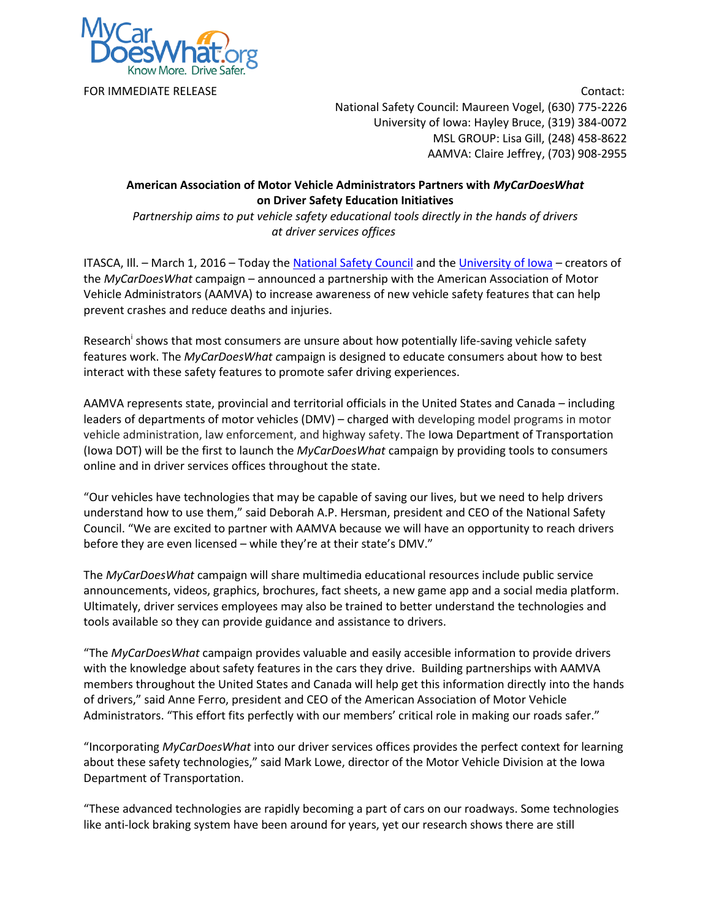MyCarDoesWhat.org
Know More. Drive Safer.

FOR IMMEDIATE RELEASE

Contact:
National Safety Council: Maureen Vogel, (630) 775-2226
University of Iowa: Hayley Bruce, (319) 384-0072
MSL GROUP: Lisa Gill, (248) 458-8622
AAMVA: Claire Jeffrey, (703) 908-2955

**American Association of Motor Vehicle Administrators Partners with *MyCarDoesWhat* on Driver Safety Education Initiatives**

*Partnership aims to put vehicle safety educational tools directly in the hands of drivers at driver services offices*

ITASCA, Ill. – March 1, 2016 – Today the National Safety Council and the University of Iowa – creators of the *MyCarDoesWhat* campaign – announced a partnership with the American Association of Motor Vehicle Administrators (AAMVA) to increase awareness of new vehicle safety features that can help prevent crashes and reduce deaths and injuries.

Research[i] shows that most consumers are unsure about how potentially life-saving vehicle safety features work. The *MyCarDoesWhat* campaign is designed to educate consumers about how to best interact with these safety features to promote safer driving experiences.

AAMVA represents state, provincial and territorial officials in the United States and Canada – including leaders of departments of motor vehicles (DMV) – charged with developing model programs in motor vehicle administration, law enforcement, and highway safety. The Iowa Department of Transportation (Iowa DOT) will be the first to launch the *MyCarDoesWhat* campaign by providing tools to consumers online and in driver services offices throughout the state.

"Our vehicles have technologies that may be capable of saving our lives, but we need to help drivers understand how to use them," said Deborah A.P. Hersman, president and CEO of the National Safety Council. "We are excited to partner with AAMVA because we will have an opportunity to reach drivers before they are even licensed – while they're at their state's DMV."

The *MyCarDoesWhat* campaign will share multimedia educational resources include public service announcements, videos, graphics, brochures, fact sheets, a new game app and a social media platform. Ultimately, driver services employees may also be trained to better understand the technologies and tools available so they can provide guidance and assistance to drivers.

"The *MyCarDoesWhat* campaign provides valuable and easily accesible information to provide drivers with the knowledge about safety features in the cars they drive. Building partnerships with AAMVA members throughout the United States and Canada will help get this information directly into the hands of drivers," said Anne Ferro, president and CEO of the American Association of Motor Vehicle Administrators. "This effort fits perfectly with our members' critical role in making our roads safer."

"Incorporating *MyCarDoesWhat* into our driver services offices provides the perfect context for learning about these safety technologies," said Mark Lowe, director of the Motor Vehicle Division at the Iowa Department of Transportation.

"These advanced technologies are rapidly becoming a part of cars on our roadways. Some technologies like anti-lock braking system have been around for years, yet our research shows there are still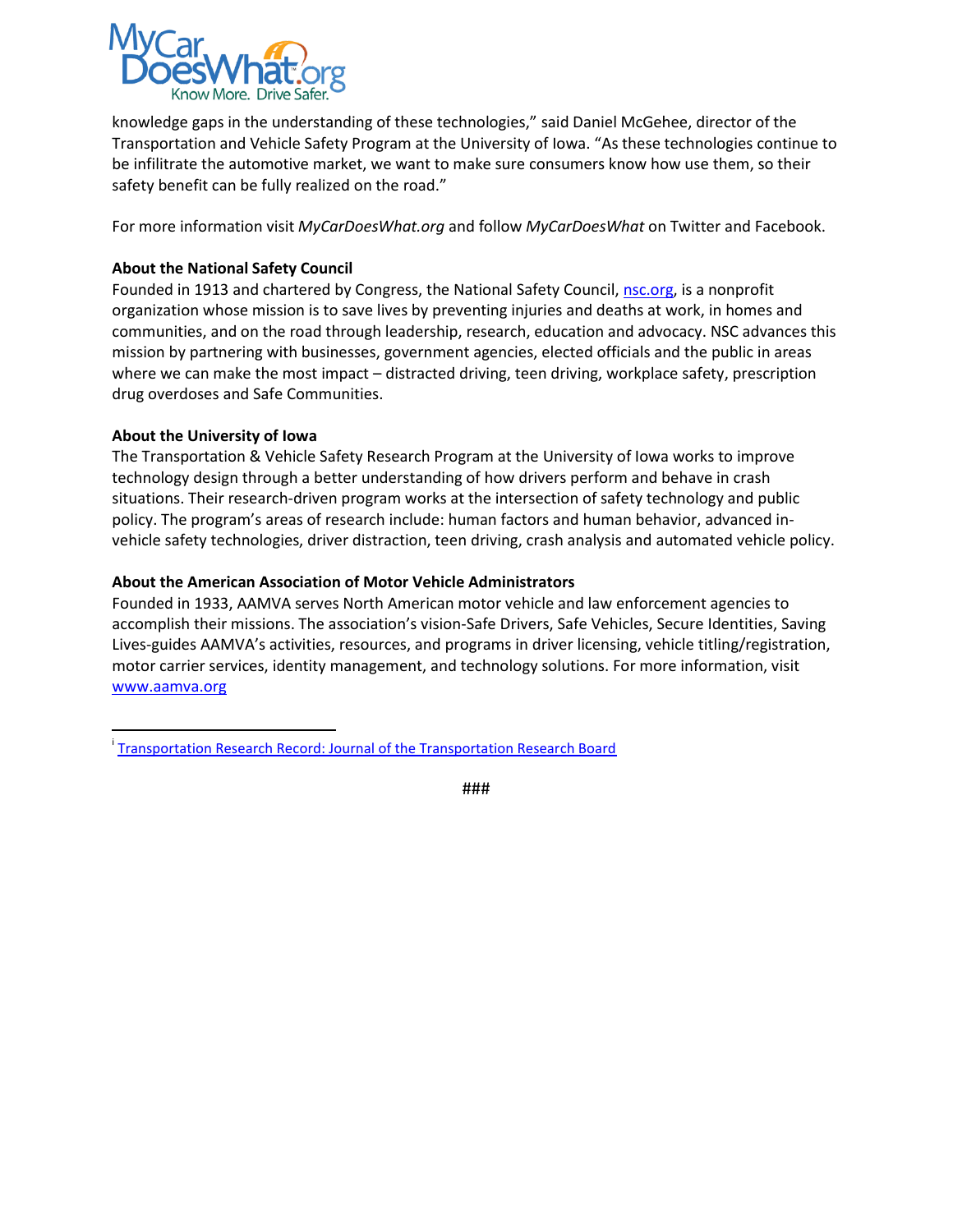knowledge gaps in the understanding of these technologies," said Daniel McGehee, director of the Transportation and Vehicle Safety Program at the University of Iowa. "As these technologies continue to be infiltrate the automotive market, we want to make sure consumers know how use them, so their safety benefit can be fully realized on the road."

For more information visit *MyCarDoesWhat.org* and follow *MyCarDoesWhat* on Twitter and Facebook.

**About the National Safety Council**
Founded in 1913 and chartered by Congress, the National Safety Council, nsc.org, is a nonprofit organization whose mission is to save lives by preventing injuries and deaths at work, in homes and communities, and on the road through leadership, research, education and advocacy. NSC advances this mission by partnering with businesses, government agencies, elected officials and the public in areas where we can make the most impact – distracted driving, teen driving, workplace safety, prescription drug overdoses and Safe Communities.

**About the University of Iowa**
The Transportation & Vehicle Safety Research Program at the University of Iowa works to improve technology design through a better understanding of how drivers perform and behave in crash situations. Their research-driven program works at the intersection of safety technology and public policy. The program's areas of research include: human factors and human behavior, advanced in-vehicle safety technologies, driver distraction, teen driving, crash analysis and automated vehicle policy.

**About the American Association of Motor Vehicle Administrators**
Founded in 1933, AAMVA serves North American motor vehicle and law enforcement agencies to accomplish their missions. The association's vision-Safe Drivers, Safe Vehicles, Secure Identities, Saving Lives-guides AAMVA's activities, resources, and programs in driver licensing, vehicle titling/registration, motor carrier services, identity management, and technology solutions. For more information, visit www.aamva.org

---

[i] Transportation Research Record: Journal of the Transportation Research Board

###